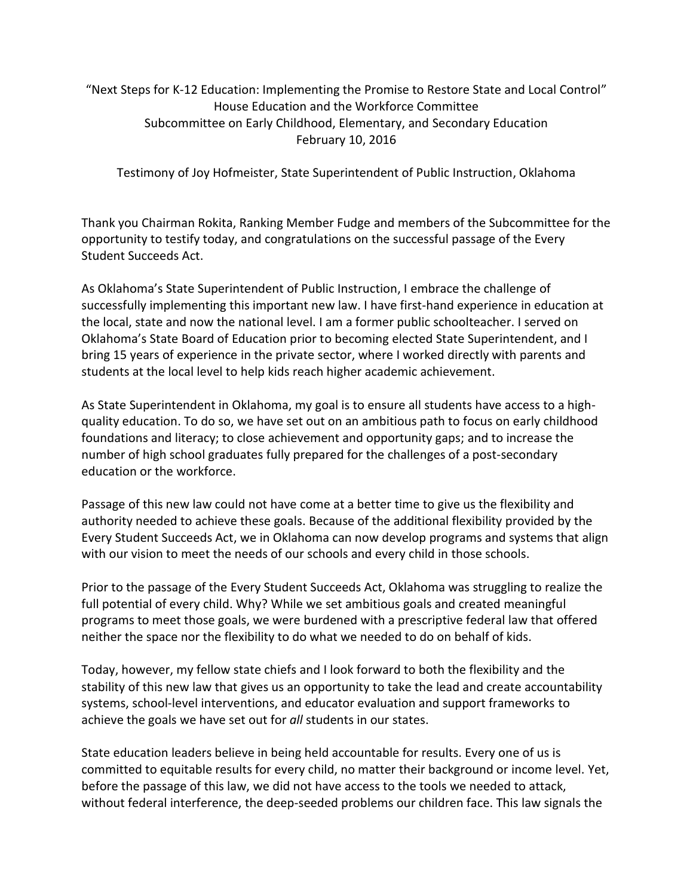“Next Steps for K-12 Education: Implementing the Promise to Restore State and Local Control”
House Education and the Workforce Committee
Subcommittee on Early Childhood, Elementary, and Secondary Education
February 10, 2016

Testimony of Joy Hofmeister, State Superintendent of Public Instruction, Oklahoma

Thank you Chairman Rokita, Ranking Member Fudge and members of the Subcommittee for the opportunity to testify today, and congratulations on the successful passage of the Every Student Succeeds Act.

As Oklahoma’s State Superintendent of Public Instruction, I embrace the challenge of successfully implementing this important new law. I have first-hand experience in education at the local, state and now the national level. I am a former public schoolteacher. I served on Oklahoma’s State Board of Education prior to becoming elected State Superintendent, and I bring 15 years of experience in the private sector, where I worked directly with parents and students at the local level to help kids reach higher academic achievement.

As State Superintendent in Oklahoma, my goal is to ensure all students have access to a high-quality education. To do so, we have set out on an ambitious path to focus on early childhood foundations and literacy; to close achievement and opportunity gaps; and to increase the number of high school graduates fully prepared for the challenges of a post-secondary education or the workforce.

Passage of this new law could not have come at a better time to give us the flexibility and authority needed to achieve these goals. Because of the additional flexibility provided by the Every Student Succeeds Act, we in Oklahoma can now develop programs and systems that align with our vision to meet the needs of our schools and every child in those schools.

Prior to the passage of the Every Student Succeeds Act, Oklahoma was struggling to realize the full potential of every child. Why? While we set ambitious goals and created meaningful programs to meet those goals, we were burdened with a prescriptive federal law that offered neither the space nor the flexibility to do what we needed to do on behalf of kids.

Today, however, my fellow state chiefs and I look forward to both the flexibility and the stability of this new law that gives us an opportunity to take the lead and create accountability systems, school-level interventions, and educator evaluation and support frameworks to achieve the goals we have set out for *all* students in our states.

State education leaders believe in being held accountable for results. Every one of us is committed to equitable results for every child, no matter their background or income level. Yet, before the passage of this law, we did not have access to the tools we needed to attack, without federal interference, the deep-seeded problems our children face. This law signals the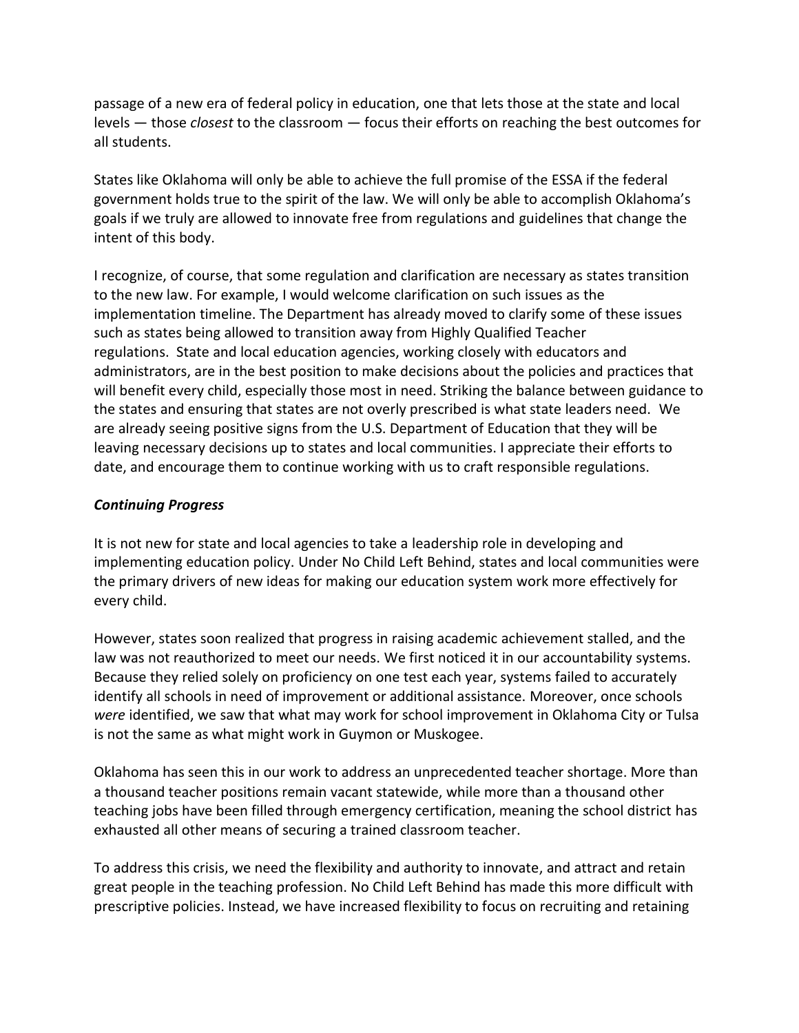passage of a new era of federal policy in education, one that lets those at the state and local levels — those *closest* to the classroom — focus their efforts on reaching the best outcomes for all students.

States like Oklahoma will only be able to achieve the full promise of the ESSA if the federal government holds true to the spirit of the law. We will only be able to accomplish Oklahoma's goals if we truly are allowed to innovate free from regulations and guidelines that change the intent of this body.

I recognize, of course, that some regulation and clarification are necessary as states transition to the new law. For example, I would welcome clarification on such issues as the implementation timeline. The Department has already moved to clarify some of these issues such as states being allowed to transition away from Highly Qualified Teacher regulations. State and local education agencies, working closely with educators and administrators, are in the best position to make decisions about the policies and practices that will benefit every child, especially those most in need. Striking the balance between guidance to the states and ensuring that states are not overly prescribed is what state leaders need. We are already seeing positive signs from the U.S. Department of Education that they will be leaving necessary decisions up to states and local communities. I appreciate their efforts to date, and encourage them to continue working with us to craft responsible regulations.

***Continuing Progress***

It is not new for state and local agencies to take a leadership role in developing and implementing education policy. Under No Child Left Behind, states and local communities were the primary drivers of new ideas for making our education system work more effectively for every child.

However, states soon realized that progress in raising academic achievement stalled, and the law was not reauthorized to meet our needs. We first noticed it in our accountability systems. Because they relied solely on proficiency on one test each year, systems failed to accurately identify all schools in need of improvement or additional assistance. Moreover, once schools *were* identified, we saw that what may work for school improvement in Oklahoma City or Tulsa is not the same as what might work in Guymon or Muskogee.

Oklahoma has seen this in our work to address an unprecedented teacher shortage. More than a thousand teacher positions remain vacant statewide, while more than a thousand other teaching jobs have been filled through emergency certification, meaning the school district has exhausted all other means of securing a trained classroom teacher.

To address this crisis, we need the flexibility and authority to innovate, and attract and retain great people in the teaching profession. No Child Left Behind has made this more difficult with prescriptive policies. Instead, we have increased flexibility to focus on recruiting and retaining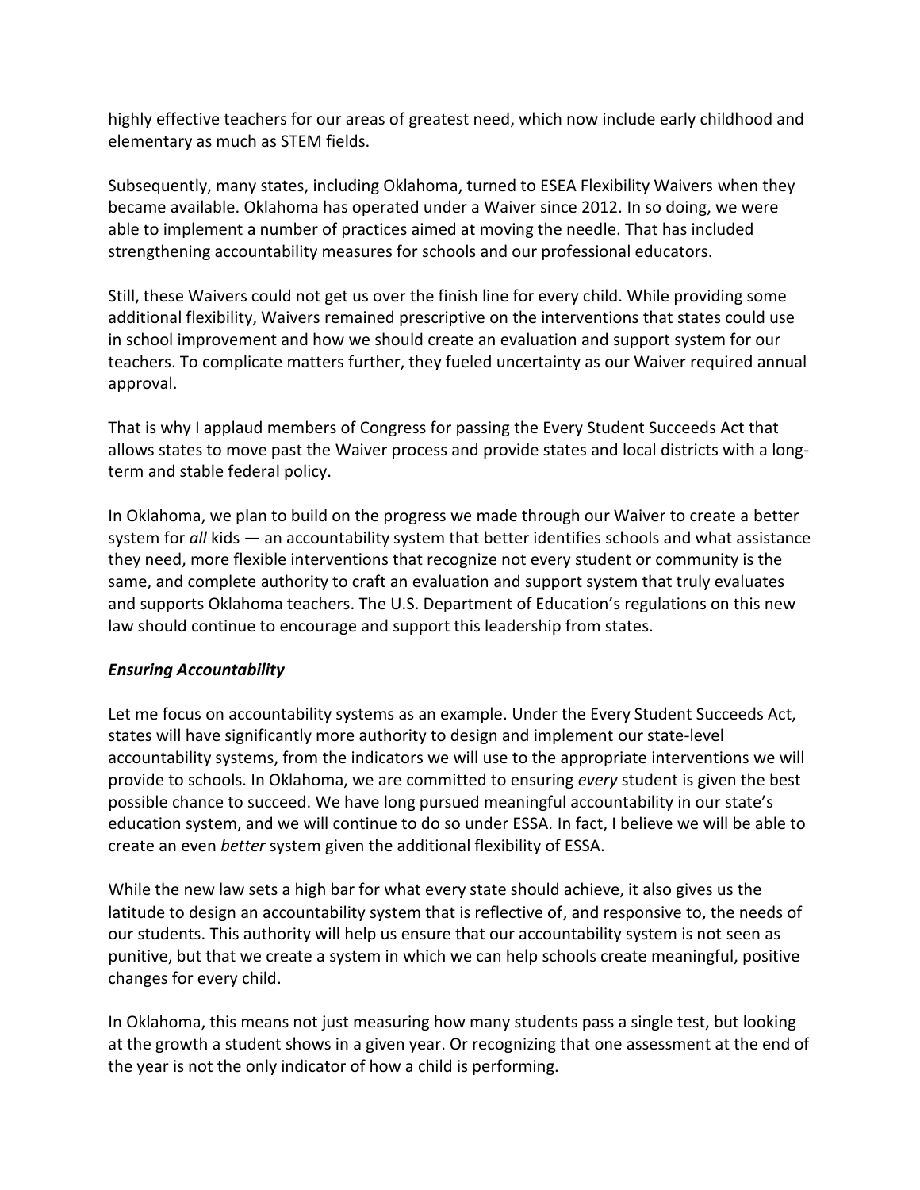highly effective teachers for our areas of greatest need, which now include early childhood and elementary as much as STEM fields.

Subsequently, many states, including Oklahoma, turned to ESEA Flexibility Waivers when they became available. Oklahoma has operated under a Waiver since 2012. In so doing, we were able to implement a number of practices aimed at moving the needle. That has included strengthening accountability measures for schools and our professional educators.

Still, these Waivers could not get us over the finish line for every child. While providing some additional flexibility, Waivers remained prescriptive on the interventions that states could use in school improvement and how we should create an evaluation and support system for our teachers. To complicate matters further, they fueled uncertainty as our Waiver required annual approval.

That is why I applaud members of Congress for passing the Every Student Succeeds Act that allows states to move past the Waiver process and provide states and local districts with a long-term and stable federal policy.

In Oklahoma, we plan to build on the progress we made through our Waiver to create a better system for *all* kids — an accountability system that better identifies schools and what assistance they need, more flexible interventions that recognize not every student or community is the same, and complete authority to craft an evaluation and support system that truly evaluates and supports Oklahoma teachers. The U.S. Department of Education's regulations on this new law should continue to encourage and support this leadership from states.

***Ensuring Accountability***

Let me focus on accountability systems as an example. Under the Every Student Succeeds Act, states will have significantly more authority to design and implement our state-level accountability systems, from the indicators we will use to the appropriate interventions we will provide to schools. In Oklahoma, we are committed to ensuring *every* student is given the best possible chance to succeed. We have long pursued meaningful accountability in our state's education system, and we will continue to do so under ESSA. In fact, I believe we will be able to create an even *better* system given the additional flexibility of ESSA.

While the new law sets a high bar for what every state should achieve, it also gives us the latitude to design an accountability system that is reflective of, and responsive to, the needs of our students. This authority will help us ensure that our accountability system is not seen as punitive, but that we create a system in which we can help schools create meaningful, positive changes for every child.

In Oklahoma, this means not just measuring how many students pass a single test, but looking at the growth a student shows in a given year. Or recognizing that one assessment at the end of the year is not the only indicator of how a child is performing.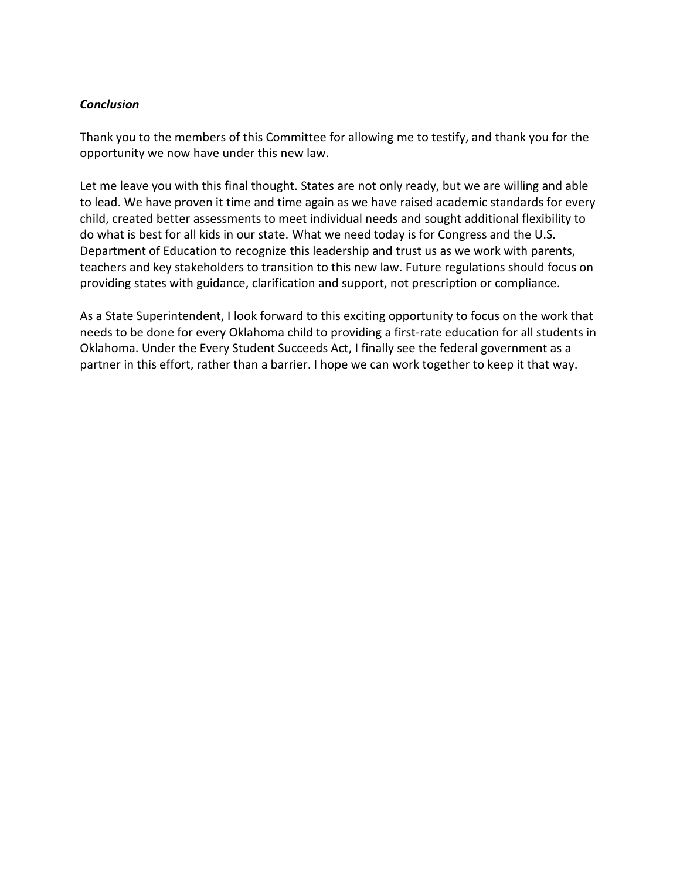***Conclusion***

Thank you to the members of this Committee for allowing me to testify, and thank you for the opportunity we now have under this new law.

Let me leave you with this final thought. States are not only ready, but we are willing and able to lead. We have proven it time and time again as we have raised academic standards for every child, created better assessments to meet individual needs and sought additional flexibility to do what is best for all kids in our state. What we need today is for Congress and the U.S. Department of Education to recognize this leadership and trust us as we work with parents, teachers and key stakeholders to transition to this new law. Future regulations should focus on providing states with guidance, clarification and support, not prescription or compliance.

As a State Superintendent, I look forward to this exciting opportunity to focus on the work that needs to be done for every Oklahoma child to providing a first-rate education for all students in Oklahoma. Under the Every Student Succeeds Act, I finally see the federal government as a partner in this effort, rather than a barrier. I hope we can work together to keep it that way.